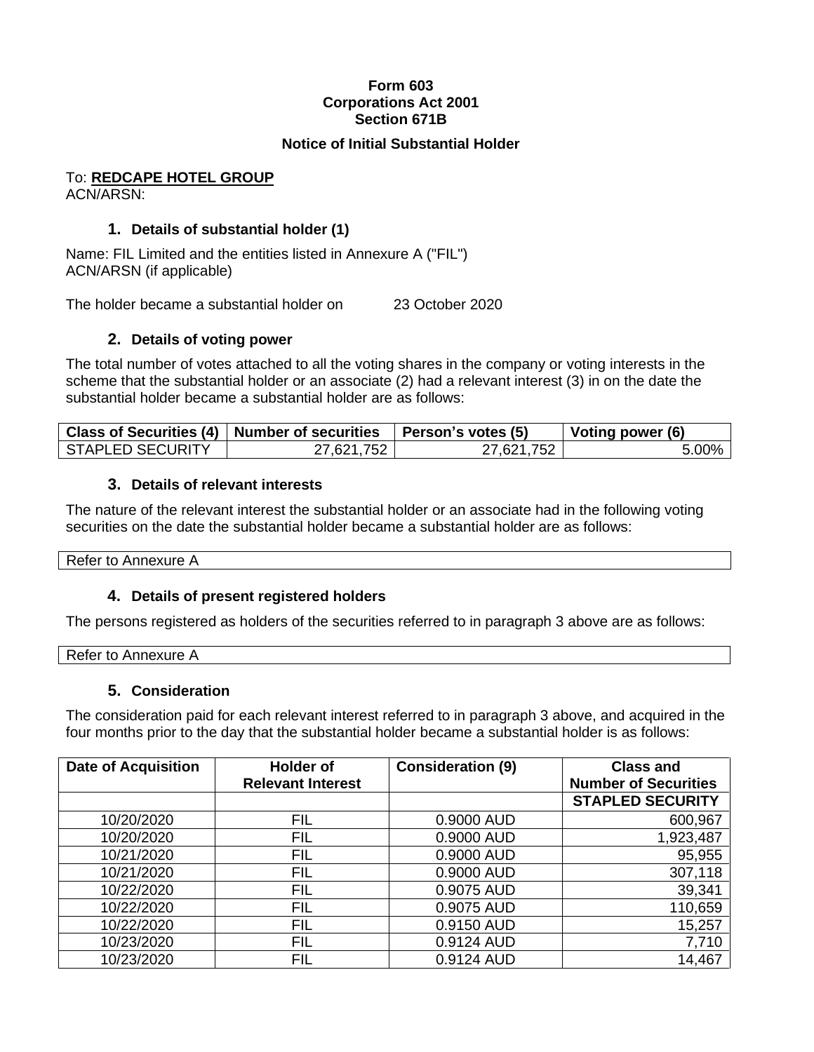**Form 603**
**Corporations Act 2001**
**Section 671B**

**Notice of Initial Substantial Holder**

To: **REDCAPE HOTEL GROUP**
ACN/ARSN:

## 1. Details of substantial holder (1)

Name: FIL Limited and the entities listed in Annexure A ("FIL")
ACN/ARSN (if applicable)

The holder became a substantial holder on 23 October 2020

## 2. Details of voting power

The total number of votes attached to all the voting shares in the company or voting interests in the scheme that the substantial holder or an associate (2) had a relevant interest (3) in on the date the substantial holder became a substantial holder are as follows:

| Class of Securities (4) | Number of securities | Person's votes (5) | Voting power (6) |
|---|---|---|---|
| STAPLED SECURITY | 27,621,752 | 27,621,752 | 5.00% |

## 3. Details of relevant interests

The nature of the relevant interest the substantial holder or an associate had in the following voting securities on the date the substantial holder became a substantial holder are as follows:

| Refer to Annexure A |
|---|

## 4. Details of present registered holders

The persons registered as holders of the securities referred to in paragraph 3 above are as follows:

| Refer to Annexure A |
|---|

## 5. Consideration

The consideration paid for each relevant interest referred to in paragraph 3 above, and acquired in the four months prior to the day that the substantial holder became a substantial holder is as follows:

| Date of Acquisition | Holder of Relevant Interest | Consideration (9) | Class and Number of Securities |
|---|---|---|---|
| | | | **STAPLED SECURITY** |
| 10/20/2020 | FIL | 0.9000 AUD | 600,967 |
| 10/20/2020 | FIL | 0.9000 AUD | 1,923,487 |
| 10/21/2020 | FIL | 0.9000 AUD | 95,955 |
| 10/21/2020 | FIL | 0.9000 AUD | 307,118 |
| 10/22/2020 | FIL | 0.9075 AUD | 39,341 |
| 10/22/2020 | FIL | 0.9075 AUD | 110,659 |
| 10/22/2020 | FIL | 0.9150 AUD | 15,257 |
| 10/23/2020 | FIL | 0.9124 AUD | 7,710 |
| 10/23/2020 | FIL | 0.9124 AUD | 14,467 |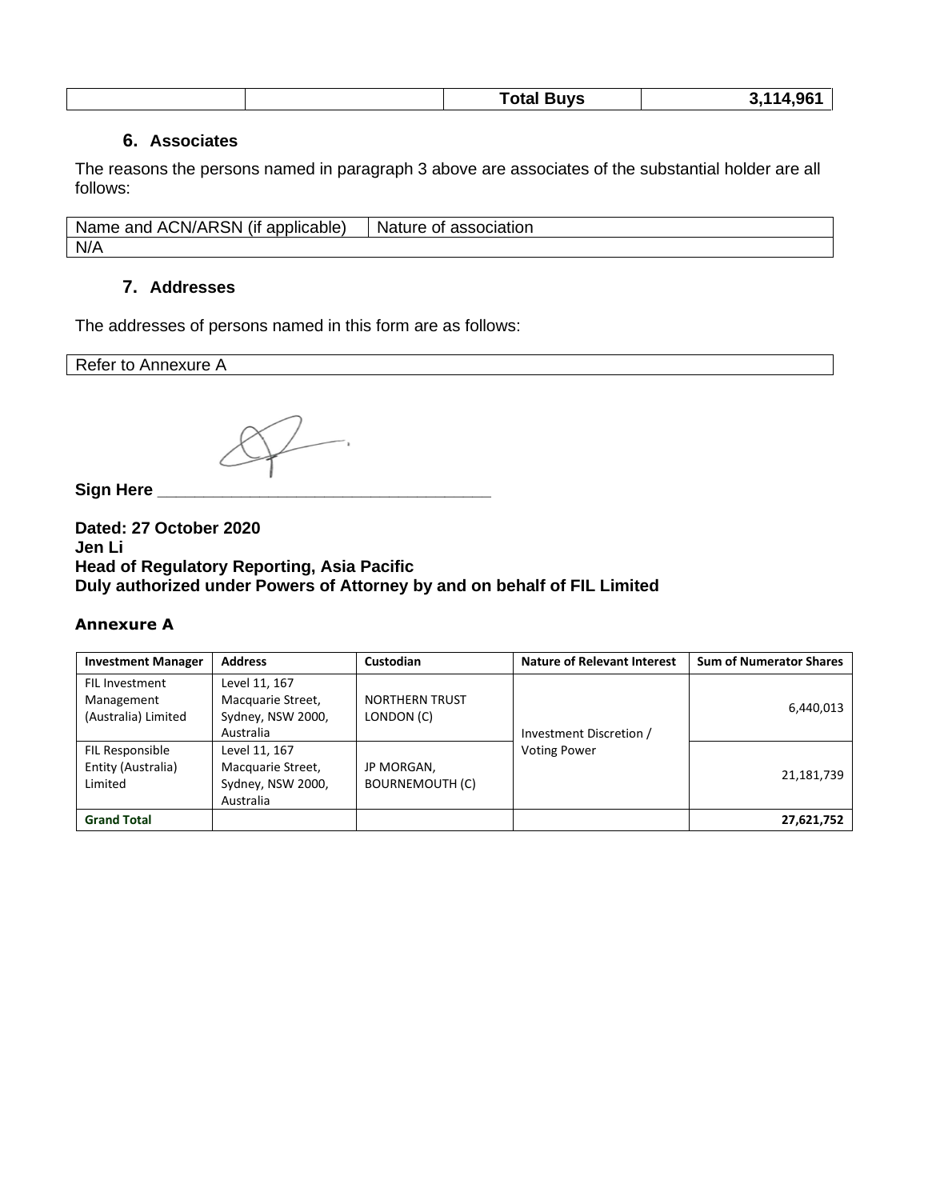| | | | |
|---|---|---|---|
| | | **Total Buys** | **3,114,961** |

### 6. Associates

The reasons the persons named in paragraph 3 above are associates of the substantial holder are all follows:

| Name and ACN/ARSN (if applicable) | Nature of association |
|---|---|
| N/A | |

### 7. Addresses

The addresses of persons named in this form are as follows:

| |
|---|
| Refer to Annexure A |

**Sign Here** ___________________________________

**Dated: 27 October 2020**
**Jen Li**
**Head of Regulatory Reporting, Asia Pacific**
**Duly authorized under Powers of Attorney by and on behalf of FIL Limited**

### Annexure A

| Investment Manager | Address | Custodian | Nature of Relevant Interest | Sum of Numerator Shares |
|---|---|---|---|---|
| FIL Investment Management (Australia) Limited | Level 11, 167 Macquarie Street, Sydney, NSW 2000, Australia | NORTHERN TRUST LONDON (C) | Investment Discretion / Voting Power | 6,440,013 |
| FIL Responsible Entity (Australia) Limited | Level 11, 167 Macquarie Street, Sydney, NSW 2000, Australia | JP MORGAN, BOURNEMOUTH (C) | | 21,181,739 |
| **Grand Total** | | | | **27,621,752** |